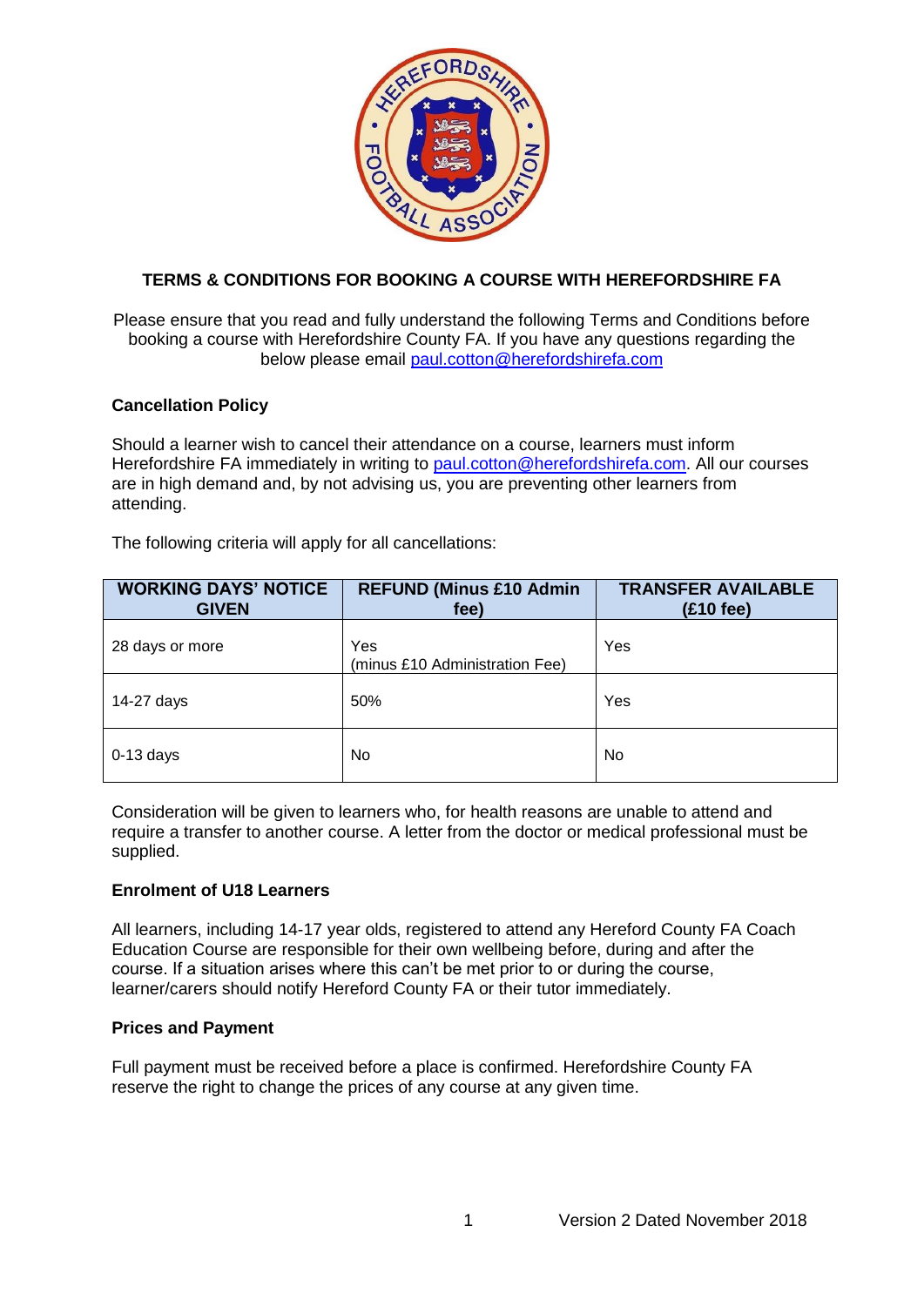# TERMS & CONDITIONS FOR BOOKING A COURSE WITH HEREFORDSHIRE FA

Please ensure that you read and fully understand the following Terms and Conditions before booking a course with Herefordshire County FA. If you have any questions regarding the below please email paul.cotton@herefordshirefa.com

## Cancellation Policy

Should a learner wish to cancel their attendance on a course, learners must inform Herefordshire FA immediately in writing to paul.cotton@herefordshirefa.com. All our courses are in high demand and, by not advising us, you are preventing other learners from attending.

The following criteria will apply for all cancellations:

| WORKING DAYS' NOTICE GIVEN | REFUND (Minus £10 Admin fee) | TRANSFER AVAILABLE (£10 fee) |
|---|---|---|
| 28 days or more | Yes (minus £10 Administration Fee) | Yes |
| 14-27 days | 50% | Yes |
| 0-13 days | No | No |

Consideration will be given to learners who, for health reasons are unable to attend and require a transfer to another course. A letter from the doctor or medical professional must be supplied.

## Enrolment of U18 Learners

All learners, including 14-17 year olds, registered to attend any Hereford County FA Coach Education Course are responsible for their own wellbeing before, during and after the course. If a situation arises where this can't be met prior to or during the course, learner/carers should notify Hereford County FA or their tutor immediately.

## Prices and Payment

Full payment must be received before a place is confirmed. Herefordshire County FA reserve the right to change the prices of any course at any given time.

Version 2 Dated November 2018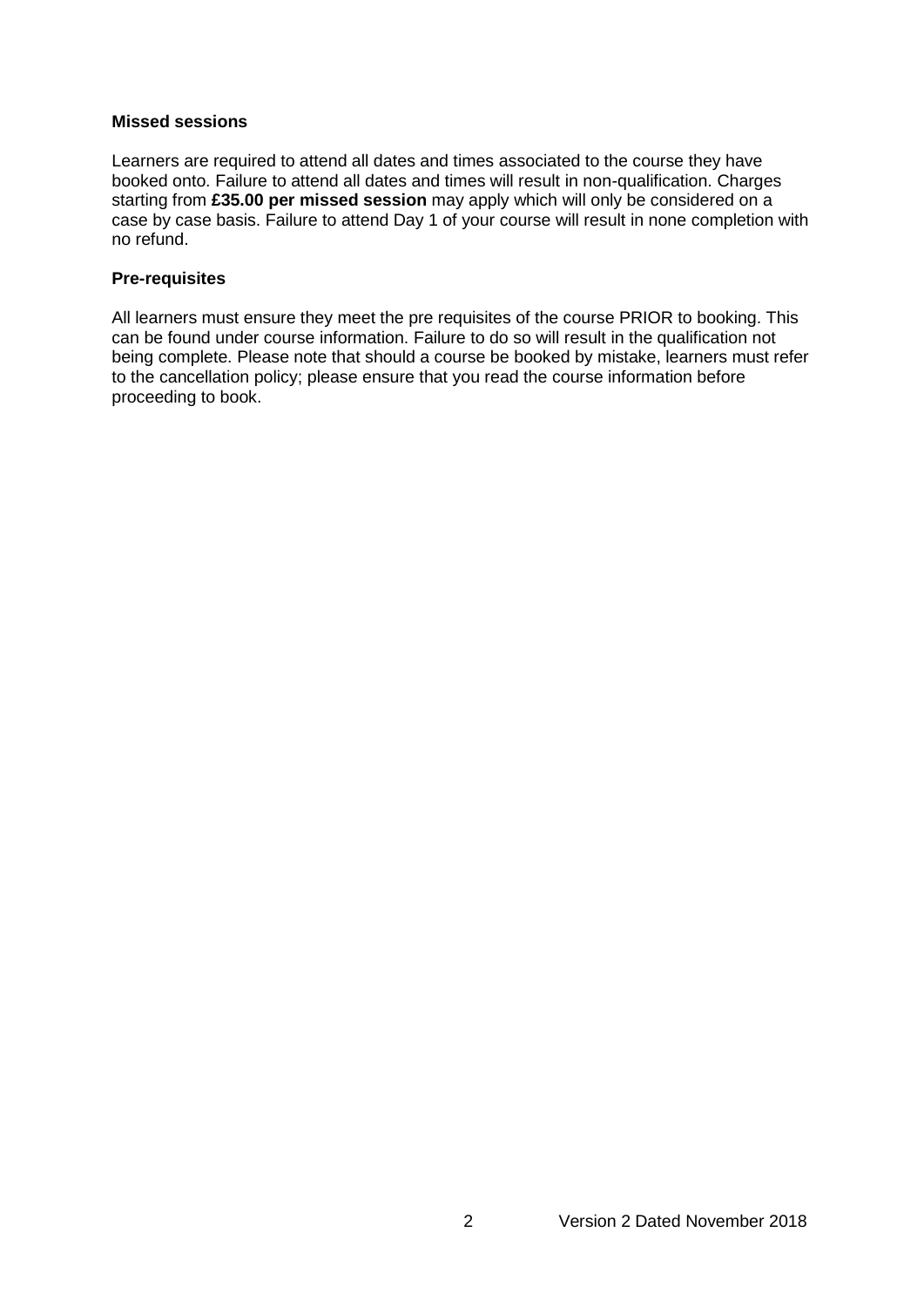**Missed sessions**

Learners are required to attend all dates and times associated to the course they have booked onto. Failure to attend all dates and times will result in non-qualification. Charges starting from **£35.00 per missed session** may apply which will only be considered on a case by case basis. Failure to attend Day 1 of your course will result in none completion with no refund.

**Pre-requisites**

All learners must ensure they meet the pre requisites of the course PRIOR to booking. This can be found under course information. Failure to do so will result in the qualification not being complete. Please note that should a course be booked by mistake, learners must refer to the cancellation policy; please ensure that you read the course information before proceeding to book.